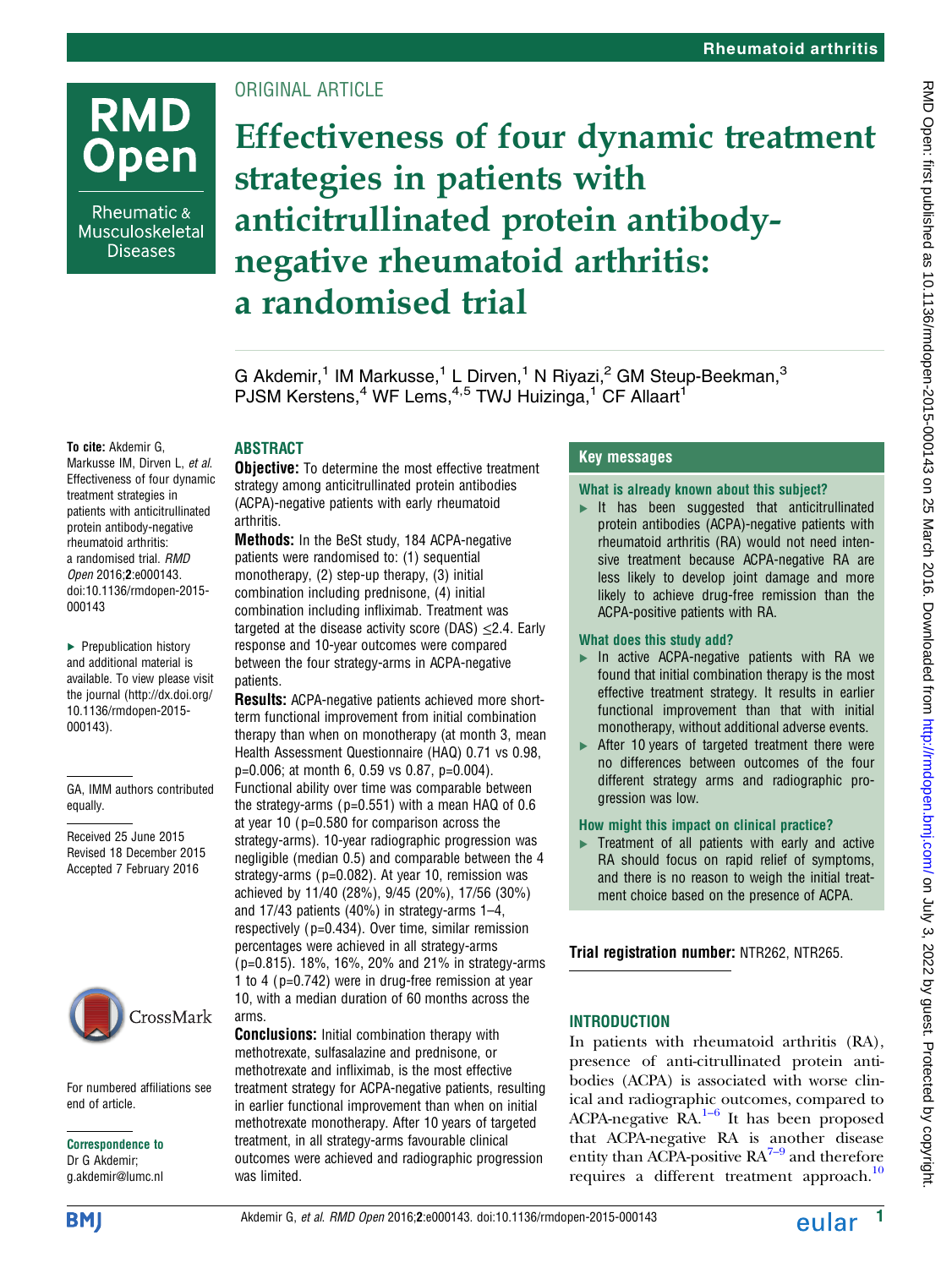ORIGINAL ARTICLE

# Effectiveness of four dynamic treatment strategies in patients with anticitrullinated protein antibody-negative rheumatoid arthritis: a randomised trial

G Akdemir,[1] IM Markusse,[1] L Dirven,[1] N Riyazi,[2] GM Steup-Beekman,[3] PJSM Kerstens,[4] WF Lems,[4,5] TWJ Huizinga,[1] CF Allaart[1]

**To cite:** Akdemir G, Markusse IM, Dirven L, *et al*. Effectiveness of four dynamic treatment strategies in patients with anticitrullinated protein antibody-negative rheumatoid arthritis: a randomised trial. *RMD Open* 2016;**2**:e000143. doi:10.1136/rmdopen-2015-000143

- Prepublication history and additional material is available. To view please visit the journal (http://dx.doi.org/10.1136/rmdopen-2015-000143).

GA, IMM authors contributed equally.

Received 25 June 2015
Revised 18 December 2015
Accepted 7 February 2016

For numbered affiliations see end of article.

**Correspondence to**
Dr G Akdemir;
g.akdemir@lumc.nl

## ABSTRACT

**Objective:** To determine the most effective treatment strategy among anticitrullinated protein antibodies (ACPA)-negative patients with early rheumatoid arthritis.

**Methods:** In the BeSt study, 184 ACPA-negative patients were randomised to: (1) sequential monotherapy, (2) step-up therapy, (3) initial combination including prednisone, (4) initial combination including infliximab. Treatment was targeted at the disease activity score (DAS) ≤2.4. Early response and 10-year outcomes were compared between the four strategy-arms in ACPA-negative patients.

**Results:** ACPA-negative patients achieved more short-term functional improvement from initial combination therapy than when on monotherapy (at month 3, mean Health Assessment Questionnaire (HAQ) 0.71 vs 0.98, p=0.006; at month 6, 0.59 vs 0.87, p=0.004). Functional ability over time was comparable between the strategy-arms (p=0.551) with a mean HAQ of 0.6 at year 10 (p=0.580 for comparison across the strategy-arms). 10-year radiographic progression was negligible (median 0.5) and comparable between the 4 strategy-arms (p=0.082). At year 10, remission was achieved by 11/40 (28%), 9/45 (20%), 17/56 (30%) and 17/43 patients (40%) in strategy-arms 1–4, respectively (p=0.434). Over time, similar remission percentages were achieved in all strategy-arms (p=0.815). 18%, 16%, 20% and 21% in strategy-arms 1 to 4 (p=0.742) were in drug-free remission at year 10, with a median duration of 60 months across the arms.

**Conclusions:** Initial combination therapy with methotrexate, sulfasalazine and prednisone, or methotrexate and infliximab, is the most effective treatment strategy for ACPA-negative patients, resulting in earlier functional improvement than when on initial methotrexate monotherapy. After 10 years of targeted treatment, in all strategy-arms favourable clinical outcomes were achieved and radiographic progression was limited.

## Key messages

### What is already known about this subject?

- It has been suggested that anticitrullinated protein antibodies (ACPA)-negative patients with rheumatoid arthritis (RA) would not need intensive treatment because ACPA-negative RA are less likely to develop joint damage and more likely to achieve drug-free remission than the ACPA-positive patients with RA.

### What does this study add?

- In active ACPA-negative patients with RA we found that initial combination therapy is the most effective treatment strategy. It results in earlier functional improvement than that with initial monotherapy, without additional adverse events.
- After 10 years of targeted treatment there were no differences between outcomes of the four different strategy arms and radiographic progression was low.

### How might this impact on clinical practice?

- Treatment of all patients with early and active RA should focus on rapid relief of symptoms, and there is no reason to weigh the initial treatment choice based on the presence of ACPA.

**Trial registration number:** NTR262, NTR265.

## INTRODUCTION

In patients with rheumatoid arthritis (RA), presence of anti-citrullinated protein antibodies (ACPA) is associated with worse clinical and radiographic outcomes, compared to ACPA-negative RA.[1–6] It has been proposed that ACPA-negative RA is another disease entity than ACPA-positive RA[7–9] and therefore requires a different treatment approach.[10]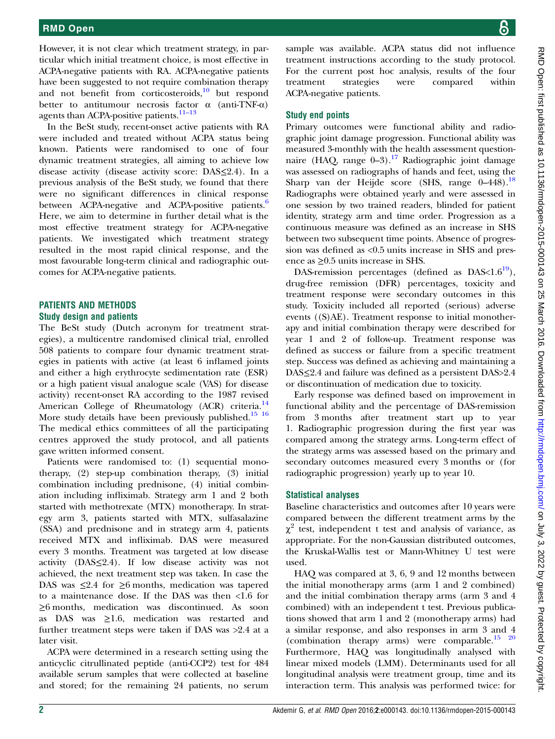However, it is not clear which treatment strategy, in particular which initial treatment choice, is most effective in ACPA-negative patients with RA. ACPA-negative patients have been suggested to not require combination therapy and not benefit from corticosteroids,[10] but respond better to antitumour necrosis factor α (anti-TNF-α) agents than ACPA-positive patients.[11–13]

In the BeSt study, recent-onset active patients with RA were included and treated without ACPA status being known. Patients were randomised to one of four dynamic treatment strategies, all aiming to achieve low disease activity (disease activity score: DAS≤2.4). In a previous analysis of the BeSt study, we found that there were no significant differences in clinical response between ACPA-negative and ACPA-positive patients.[6] Here, we aim to determine in further detail what is the most effective treatment strategy for ACPA-negative patients. We investigated which treatment strategy resulted in the most rapid clinical response, and the most favourable long-term clinical and radiographic outcomes for ACPA-negative patients.

## PATIENTS AND METHODS

### Study design and patients

The BeSt study (Dutch acronym for treatment strategies), a multicentre randomised clinical trial, enrolled 508 patients to compare four dynamic treatment strategies in patients with active (at least 6 inflamed joints and either a high erythrocyte sedimentation rate (ESR) or a high patient visual analogue scale (VAS) for disease activity) recent-onset RA according to the 1987 revised American College of Rheumatology (ACR) criteria.[14] More study details have been previously published.[15 16] The medical ethics committees of all the participating centres approved the study protocol, and all patients gave written informed consent.

Patients were randomised to: (1) sequential monotherapy, (2) step-up combination therapy, (3) initial combination including prednisone, (4) initial combination including infliximab. Strategy arm 1 and 2 both started with methotrexate (MTX) monotherapy. In strategy arm 3, patients started with MTX, sulfasalazine (SSA) and prednisone and in strategy arm 4, patients received MTX and infliximab. DAS were measured every 3 months. Treatment was targeted at low disease activity (DAS≤2.4). If low disease activity was not achieved, the next treatment step was taken. In case the DAS was ≤2.4 for ≥6 months, medication was tapered to a maintenance dose. If the DAS was then <1.6 for ≥6 months, medication was discontinued. As soon as DAS was ≥1.6, medication was restarted and further treatment steps were taken if DAS was >2.4 at a later visit.

ACPA were determined in a research setting using the anticyclic citrullinated peptide (anti-CCP2) test for 484 available serum samples that were collected at baseline and stored; for the remaining 24 patients, no serum sample was available. ACPA status did not influence treatment instructions according to the study protocol. For the current post hoc analysis, results of the four treatment strategies were compared within ACPA-negative patients.

### Study end points

Primary outcomes were functional ability and radiographic joint damage progression. Functional ability was measured 3-monthly with the health assessment questionnaire (HAQ, range 0–3).[17] Radiographic joint damage was assessed on radiographs of hands and feet, using the Sharp van der Heijde score (SHS, range 0–448).[18] Radiographs were obtained yearly and were assessed in one session by two trained readers, blinded for patient identity, strategy arm and time order. Progression as a continuous measure was defined as an increase in SHS between two subsequent time points. Absence of progression was defined as <0.5 units increase in SHS and presence as ≥0.5 units increase in SHS.

DAS-remission percentages (defined as DAS<1.6[19]), drug-free remission (DFR) percentages, toxicity and treatment response were secondary outcomes in this study. Toxicity included all reported (serious) adverse events ((S)AE). Treatment response to initial monotherapy and initial combination therapy were described for year 1 and 2 of follow-up. Treatment response was defined as success or failure from a specific treatment step. Success was defined as achieving and maintaining a DAS≤2.4 and failure was defined as a persistent DAS>2.4 or discontinuation of medication due to toxicity.

Early response was defined based on improvement in functional ability and the percentage of DAS-remission from 3 months after treatment start up to year 1. Radiographic progression during the first year was compared among the strategy arms. Long-term effect of the strategy arms was assessed based on the primary and secondary outcomes measured every 3 months or (for radiographic progression) yearly up to year 10.

### Statistical analyses

Baseline characteristics and outcomes after 10 years were compared between the different treatment arms by the $\chi^2$ test, independent t test and analysis of variance, as appropriate. For the non-Gaussian distributed outcomes, the Kruskal-Wallis test or Mann-Whitney U test were used.

HAQ was compared at 3, 6, 9 and 12 months between the initial monotherapy arms (arm 1 and 2 combined) and the initial combination therapy arms (arm 3 and 4 combined) with an independent t test. Previous publications showed that arm 1 and 2 (monotherapy arms) had a similar response, and also responses in arm 3 and 4 (combination therapy arms) were comparable.[15 20] Furthermore, HAQ was longitudinally analysed with linear mixed models (LMM). Determinants used for all longitudinal analysis were treatment group, time and its interaction term. This analysis was performed twice: for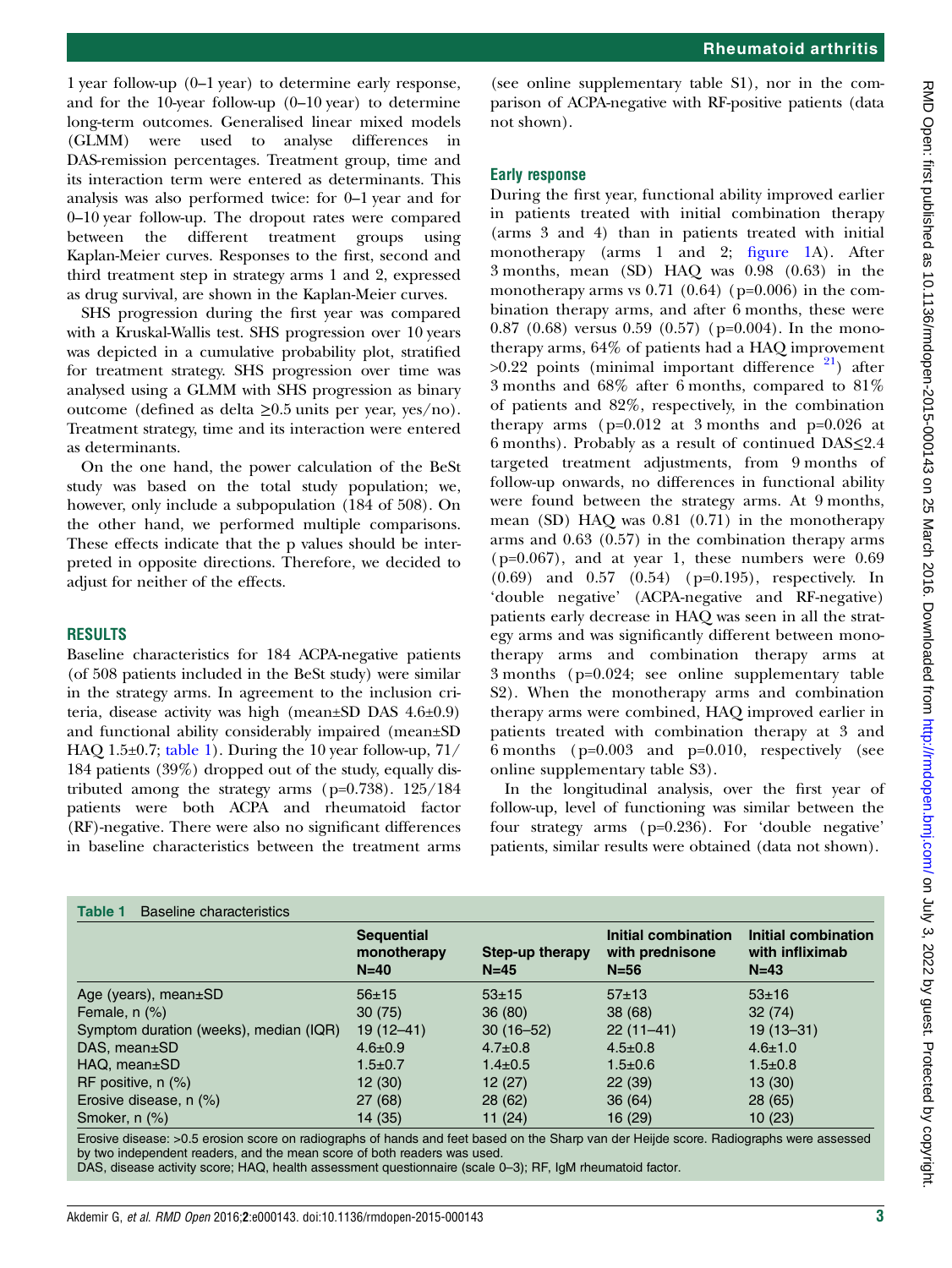1 year follow-up (0–1 year) to determine early response, and for the 10-year follow-up (0–10 year) to determine long-term outcomes. Generalised linear mixed models (GLMM) were used to analyse differences in DAS-remission percentages. Treatment group, time and its interaction term were entered as determinants. This analysis was also performed twice: for 0–1 year and for 0–10 year follow-up. The dropout rates were compared between the different treatment groups using Kaplan-Meier curves. Responses to the first, second and third treatment step in strategy arms 1 and 2, expressed as drug survival, are shown in the Kaplan-Meier curves.

SHS progression during the first year was compared with a Kruskal-Wallis test. SHS progression over 10 years was depicted in a cumulative probability plot, stratified for treatment strategy. SHS progression over time was analysed using a GLMM with SHS progression as binary outcome (defined as delta ≥0.5 units per year, yes/no). Treatment strategy, time and its interaction were entered as determinants.

On the one hand, the power calculation of the BeSt study was based on the total study population; we, however, only include a subpopulation (184 of 508). On the other hand, we performed multiple comparisons. These effects indicate that the p values should be interpreted in opposite directions. Therefore, we decided to adjust for neither of the effects.

## RESULTS

Baseline characteristics for 184 ACPA-negative patients (of 508 patients included in the BeSt study) were similar in the strategy arms. In agreement to the inclusion criteria, disease activity was high (mean±SD DAS 4.6±0.9) and functional ability considerably impaired (mean±SD HAQ 1.5±0.7; table 1). During the 10 year follow-up, 71/184 patients (39%) dropped out of the study, equally distributed among the strategy arms (p=0.738). 125/184 patients were both ACPA and rheumatoid factor (RF)-negative. There were also no significant differences in baseline characteristics between the treatment arms (see online supplementary table S1), nor in the comparison of ACPA-negative with RF-positive patients (data not shown).

### Early response

During the first year, functional ability improved earlier in patients treated with initial combination therapy (arms 3 and 4) than in patients treated with initial monotherapy (arms 1 and 2; figure 1A). After 3 months, mean (SD) HAQ was 0.98 (0.63) in the monotherapy arms vs 0.71 (0.64) (p=0.006) in the combination therapy arms, and after 6 months, these were 0.87 (0.68) versus 0.59 (0.57) (p=0.004). In the monotherapy arms, 64% of patients had a HAQ improvement >0.22 points (minimal important difference [21]) after 3 months and 68% after 6 months, compared to 81% of patients and 82%, respectively, in the combination therapy arms (p=0.012 at 3 months and p=0.026 at 6 months). Probably as a result of continued DAS≤2.4 targeted treatment adjustments, from 9 months of follow-up onwards, no differences in functional ability were found between the strategy arms. At 9 months, mean (SD) HAQ was 0.81 (0.71) in the monotherapy arms and 0.63 (0.57) in the combination therapy arms (p=0.067), and at year 1, these numbers were 0.69 (0.69) and 0.57 (0.54) (p=0.195), respectively. In 'double negative' (ACPA-negative and RF-negative) patients early decrease in HAQ was seen in all the strategy arms and was significantly different between monotherapy arms and combination therapy arms at 3 months (p=0.024; see online supplementary table S2). When the monotherapy arms and combination therapy arms were combined, HAQ improved earlier in patients treated with combination therapy at 3 and 6 months (p=0.003 and p=0.010, respectively (see online supplementary table S3).

In the longitudinal analysis, over the first year of follow-up, level of functioning was similar between the four strategy arms (p=0.236). For 'double negative' patients, similar results were obtained (data not shown).

**Table 1** Baseline characteristics

| | Sequential monotherapy N=40 | Step-up therapy N=45 | Initial combination with prednisone N=56 | Initial combination with infliximab N=43 |
|---|---|---|---|---|
| Age (years), mean±SD | 56±15 | 53±15 | 57±13 | 53±16 |
| Female, n (%) | 30 (75) | 36 (80) | 38 (68) | 32 (74) |
| Symptom duration (weeks), median (IQR) | 19 (12–41) | 30 (16–52) | 22 (11–41) | 19 (13–31) |
| DAS, mean±SD | 4.6±0.9 | 4.7±0.8 | 4.5±0.8 | 4.6±1.0 |
| HAQ, mean±SD | 1.5±0.7 | 1.4±0.5 | 1.5±0.6 | 1.5±0.8 |
| RF positive, n (%) | 12 (30) | 12 (27) | 22 (39) | 13 (30) |
| Erosive disease, n (%) | 27 (68) | 28 (62) | 36 (64) | 28 (65) |
| Smoker, n (%) | 14 (35) | 11 (24) | 16 (29) | 10 (23) |

Erosive disease: >0.5 erosion score on radiographs of hands and feet based on the Sharp van der Heijde score. Radiographs were assessed by two independent readers, and the mean score of both readers was used.
DAS, disease activity score; HAQ, health assessment questionnaire (scale 0–3); RF, IgM rheumatoid factor.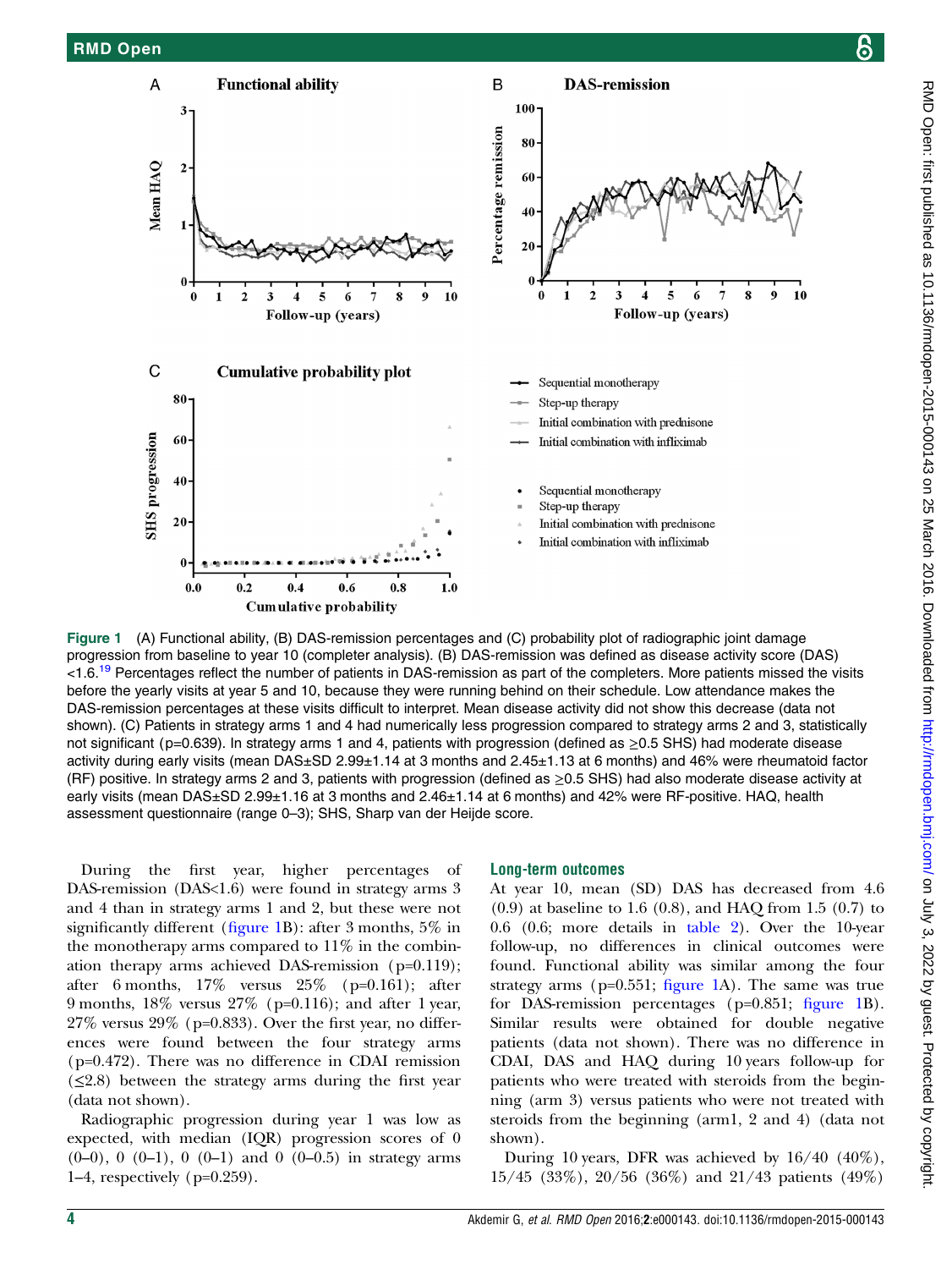Figure 1 (A) Functional ability, (B) DAS-remission percentages and (C) probability plot of radiographic joint damage progression from baseline to year 10 (completer analysis). (B) DAS-remission was defined as disease activity score (DAS) <1.6.[19] Percentages reflect the number of patients in DAS-remission as part of the completers. More patients missed the visits before the yearly visits at year 5 and 10, because they were running behind on their schedule. Low attendance makes the DAS-remission percentages at these visits difficult to interpret. Mean disease activity did not show this decrease (data not shown). (C) Patients in strategy arms 1 and 4 had numerically less progression compared to strategy arms 2 and 3, statistically not significant (p=0.639). In strategy arms 1 and 4, patients with progression (defined as ≥0.5 SHS) had moderate disease activity during early visits (mean DAS±SD 2.99±1.14 at 3 months and 2.45±1.13 at 6 months) and 46% were rheumatoid factor (RF) positive. In strategy arms 2 and 3, patients with progression (defined as ≥0.5 SHS) had also moderate disease activity at early visits (mean DAS±SD 2.99±1.16 at 3 months and 2.46±1.14 at 6 months) and 42% were RF-positive. HAQ, health assessment questionnaire (range 0–3); SHS, Sharp van der Heijde score.

During the first year, higher percentages of DAS-remission (DAS<1.6) were found in strategy arms 3 and 4 than in strategy arms 1 and 2, but these were not significantly different (figure 1B): after 3 months, 5% in the monotherapy arms compared to 11% in the combination therapy arms achieved DAS-remission (p=0.119); after 6 months, 17% versus 25% (p=0.161); after 9 months, 18% versus 27% (p=0.116); and after 1 year, 27% versus 29% (p=0.833). Over the first year, no differences were found between the four strategy arms (p=0.472). There was no difference in CDAI remission (≤2.8) between the strategy arms during the first year (data not shown).

Radiographic progression during year 1 was low as expected, with median (IQR) progression scores of 0 (0–0), 0 (0–1), 0 (0–1) and 0 (0–0.5) in strategy arms 1–4, respectively (p=0.259).

## Long-term outcomes

At year 10, mean (SD) DAS has decreased from 4.6 (0.9) at baseline to 1.6 (0.8), and HAQ from 1.5 (0.7) to 0.6 (0.6; more details in table 2). Over the 10-year follow-up, no differences in clinical outcomes were found. Functional ability was similar among the four strategy arms (p=0.551; figure 1A). The same was true for DAS-remission percentages (p=0.851; figure 1B). Similar results were obtained for double negative patients (data not shown). There was no difference in CDAI, DAS and HAQ during 10 years follow-up for patients who were treated with steroids from the beginning (arm 3) versus patients who were not treated with steroids from the beginning (arm1, 2 and 4) (data not shown).

During 10 years, DFR was achieved by 16/40 (40%), 15/45 (33%), 20/56 (36%) and 21/43 patients (49%)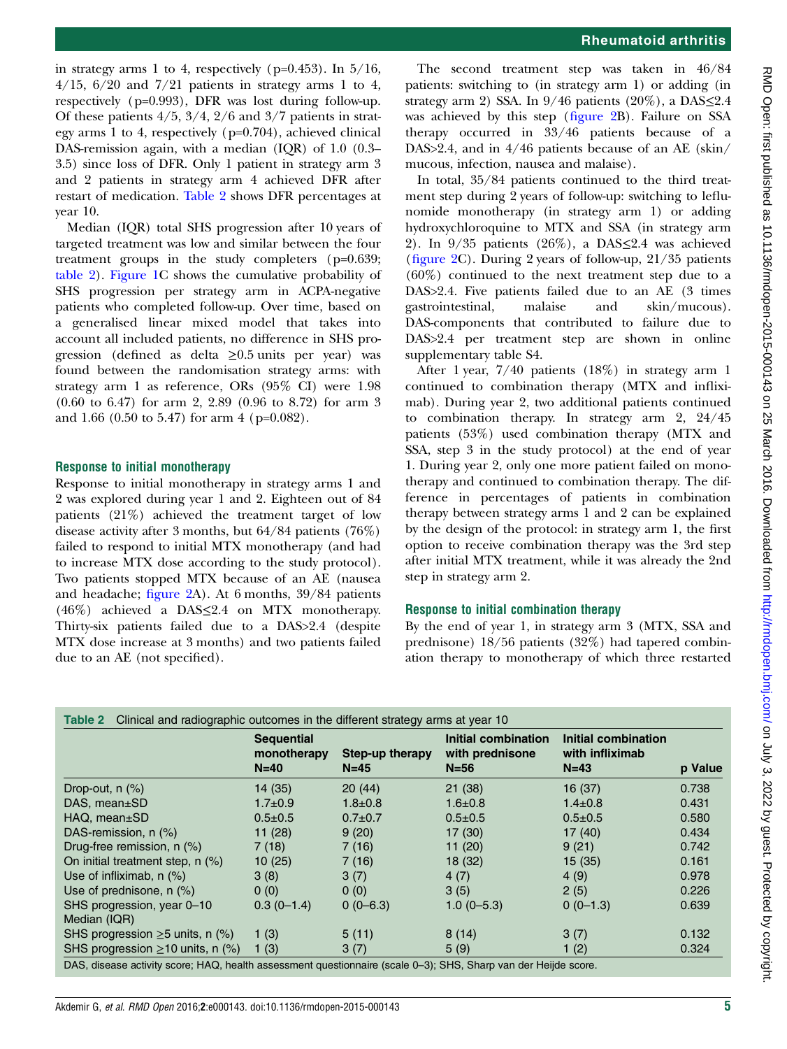in strategy arms 1 to 4, respectively (p=0.453). In 5/16, 4/15, 6/20 and 7/21 patients in strategy arms 1 to 4, respectively (p=0.993), DFR was lost during follow-up. Of these patients 4/5, 3/4, 2/6 and 3/7 patients in strategy arms 1 to 4, respectively (p=0.704), achieved clinical DAS-remission again, with a median (IQR) of 1.0 (0.3–3.5) since loss of DFR. Only 1 patient in strategy arm 3 and 2 patients in strategy arm 4 achieved DFR after restart of medication. Table 2 shows DFR percentages at year 10.

Median (IQR) total SHS progression after 10 years of targeted treatment was low and similar between the four treatment groups in the study completers (p=0.639; table 2). Figure 1C shows the cumulative probability of SHS progression per strategy arm in ACPA-negative patients who completed follow-up. Over time, based on a generalised linear mixed model that takes into account all included patients, no difference in SHS progression (defined as delta ≥0.5 units per year) was found between the randomisation strategy arms: with strategy arm 1 as reference, ORs (95% CI) were 1.98 (0.60 to 6.47) for arm 2, 2.89 (0.96 to 8.72) for arm 3 and 1.66 (0.50 to 5.47) for arm 4 (p=0.082).

## Response to initial monotherapy

Response to initial monotherapy in strategy arms 1 and 2 was explored during year 1 and 2. Eighteen out of 84 patients (21%) achieved the treatment target of low disease activity after 3 months, but 64/84 patients (76%) failed to respond to initial MTX monotherapy (and had to increase MTX dose according to the study protocol). Two patients stopped MTX because of an AE (nausea and headache; figure 2A). At 6 months, 39/84 patients (46%) achieved a DAS≤2.4 on MTX monotherapy. Thirty-six patients failed due to a DAS>2.4 (despite MTX dose increase at 3 months) and two patients failed due to an AE (not specified).

The second treatment step was taken in 46/84 patients: switching to (in strategy arm 1) or adding (in strategy arm 2) SSA. In 9/46 patients (20%), a DAS≤2.4 was achieved by this step (figure 2B). Failure on SSA therapy occurred in 33/46 patients because of a DAS>2.4, and in 4/46 patients because of an AE (skin/mucous, infection, nausea and malaise).

In total, 35/84 patients continued to the third treatment step during 2 years of follow-up: switching to leflunomide monotherapy (in strategy arm 1) or adding hydroxychloroquine to MTX and SSA (in strategy arm 2). In 9/35 patients (26%), a DAS≤2.4 was achieved (figure 2C). During 2 years of follow-up, 21/35 patients (60%) continued to the next treatment step due to a DAS>2.4. Five patients failed due to an AE (3 times gastrointestinal, malaise and skin/mucous). DAS-components that contributed to failure due to DAS>2.4 per treatment step are shown in online supplementary table S4.

After 1 year, 7/40 patients (18%) in strategy arm 1 continued to combination therapy (MTX and infliximab). During year 2, two additional patients continued to combination therapy. In strategy arm 2, 24/45 patients (53%) used combination therapy (MTX and SSA, step 3 in the study protocol) at the end of year 1. During year 2, only one more patient failed on monotherapy and continued to combination therapy. The difference in percentages of patients in combination therapy between strategy arms 1 and 2 can be explained by the design of the protocol: in strategy arm 1, the first option to receive combination therapy was the 3rd step after initial MTX treatment, while it was already the 2nd step in strategy arm 2.

## Response to initial combination therapy

By the end of year 1, in strategy arm 3 (MTX, SSA and prednisone) 18/56 patients (32%) had tapered combination therapy to monotherapy of which three restarted

**Table 2** Clinical and radiographic outcomes in the different strategy arms at year 10

| | Sequential monotherapy N=40 | Step-up therapy N=45 | Initial combination with prednisone N=56 | Initial combination with infliximab N=43 | p Value |
|---|---|---|---|---|---|
| Drop-out, n (%) | 14 (35) | 20 (44) | 21 (38) | 16 (37) | 0.738 |
| DAS, mean±SD | 1.7±0.9 | 1.8±0.8 | 1.6±0.8 | 1.4±0.8 | 0.431 |
| HAQ, mean±SD | 0.5±0.5 | 0.7±0.7 | 0.5±0.5 | 0.5±0.5 | 0.580 |
| DAS-remission, n (%) | 11 (28) | 9 (20) | 17 (30) | 17 (40) | 0.434 |
| Drug-free remission, n (%) | 7 (18) | 7 (16) | 11 (20) | 9 (21) | 0.742 |
| On initial treatment step, n (%) | 10 (25) | 7 (16) | 18 (32) | 15 (35) | 0.161 |
| Use of infliximab, n (%) | 3 (8) | 3 (7) | 4 (7) | 4 (9) | 0.978 |
| Use of prednisone, n (%) | 0 (0) | 0 (0) | 3 (5) | 2 (5) | 0.226 |
| SHS progression, year 0–10 Median (IQR) | 0.3 (0–1.4) | 0 (0–6.3) | 1.0 (0–5.3) | 0 (0–1.3) | 0.639 |
| SHS progression ≥5 units, n (%) | 1 (3) | 5 (11) | 8 (14) | 3 (7) | 0.132 |
| SHS progression ≥10 units, n (%) | 1 (3) | 3 (7) | 5 (9) | 1 (2) | 0.324 |

DAS, disease activity score; HAQ, health assessment questionnaire (scale 0–3); SHS, Sharp van der Heijde score.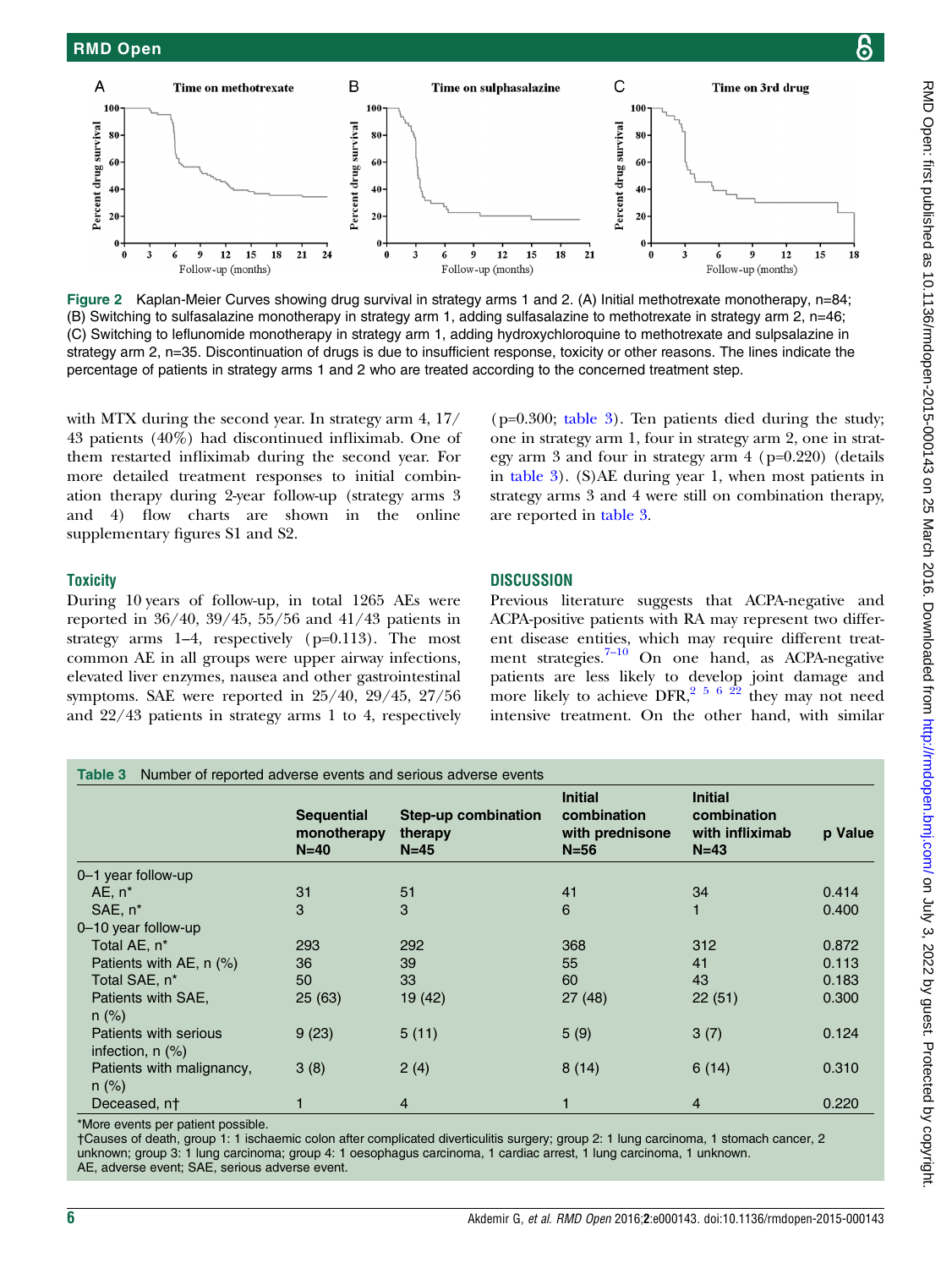Figure 2 Kaplan-Meier Curves showing drug survival in strategy arms 1 and 2. (A) Initial methotrexate monotherapy, n=84; (B) Switching to sulfasalazine monotherapy in strategy arm 1, adding sulfasalazine to methotrexate in strategy arm 2, n=46; (C) Switching to leflunomide monotherapy in strategy arm 1, adding hydroxychloroquine to methotrexate and sulpsalazine in strategy arm 2, n=35. Discontinuation of drugs is due to insufficient response, toxicity or other reasons. The lines indicate the percentage of patients in strategy arms 1 and 2 who are treated according to the concerned treatment step.

with MTX during the second year. In strategy arm 4, 17/43 patients (40%) had discontinued infliximab. One of them restarted infliximab during the second year. For more detailed treatment responses to initial combination therapy during 2-year follow-up (strategy arms 3 and 4) flow charts are shown in the online supplementary figures S1 and S2.

### Toxicity

During 10 years of follow-up, in total 1265 AEs were reported in 36/40, 39/45, 55/56 and 41/43 patients in strategy arms 1–4, respectively (p=0.113). The most common AE in all groups were upper airway infections, elevated liver enzymes, nausea and other gastrointestinal symptoms. SAE were reported in 25/40, 29/45, 27/56 and 22/43 patients in strategy arms 1 to 4, respectively (p=0.300; table 3). Ten patients died during the study; one in strategy arm 1, four in strategy arm 2, one in strategy arm 3 and four in strategy arm 4 (p=0.220) (details in table 3). (S)AE during year 1, when most patients in strategy arms 3 and 4 were still on combination therapy, are reported in table 3.

## DISCUSSION

Previous literature suggests that ACPA-negative and ACPA-positive patients with RA may represent two different disease entities, which may require different treatment strategies.[7–10] On one hand, as ACPA-negative patients are less likely to develop joint damage and more likely to achieve DFR,[2 5 6 22] they may not need intensive treatment. On the other hand, with similar

Table 3 Number of reported adverse events and serious adverse events

| | Sequential monotherapy N=40 | Step-up combination therapy N=45 | Initial combination with prednisone N=56 | Initial combination with infliximab N=43 | p Value |
|---|---|---|---|---|---|
| 0–1 year follow-up | | | | | |
| AE, n* | 31 | 51 | 41 | 34 | 0.414 |
| SAE, n* | 3 | 3 | 6 | 1 | 0.400 |
| 0–10 year follow-up | | | | | |
| Total AE, n* | 293 | 292 | 368 | 312 | 0.872 |
| Patients with AE, n (%) | 36 | 39 | 55 | 41 | 0.113 |
| Total SAE, n* | 50 | 33 | 60 | 43 | 0.183 |
| Patients with SAE, n (%) | 25 (63) | 19 (42) | 27 (48) | 22 (51) | 0.300 |
| Patients with serious infection, n (%) | 9 (23) | 5 (11) | 5 (9) | 3 (7) | 0.124 |
| Patients with malignancy, n (%) | 3 (8) | 2 (4) | 8 (14) | 6 (14) | 0.310 |
| Deceased, n† | 1 | 4 | 1 | 4 | 0.220 |

*More events per patient possible.
†Causes of death, group 1: 1 ischaemic colon after complicated diverticulitis surgery; group 2: 1 lung carcinoma, 1 stomach cancer, 2 unknown; group 3: 1 lung carcinoma; group 4: 1 oesophagus carcinoma, 1 cardiac arrest, 1 lung carcinoma, 1 unknown.
AE, adverse event; SAE, serious adverse event.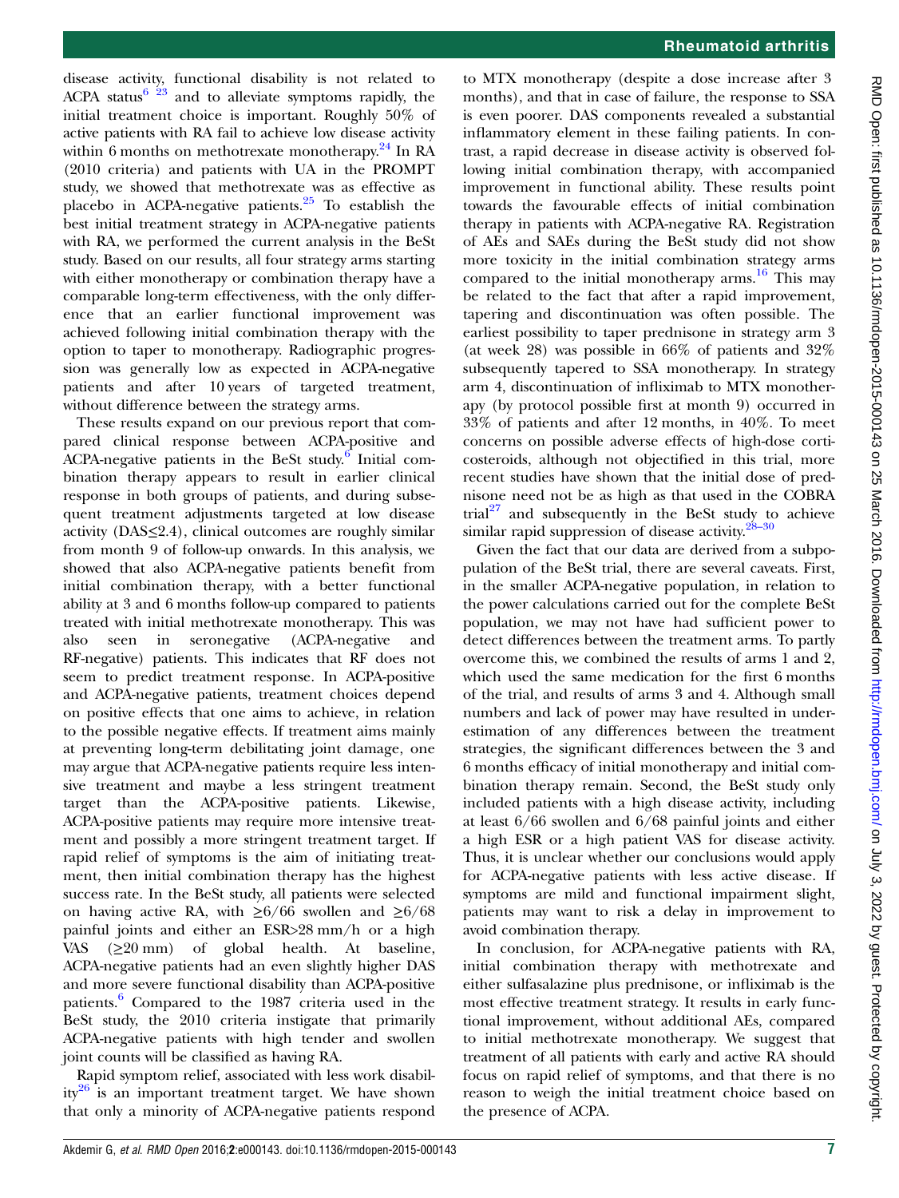disease activity, functional disability is not related to ACPA status[6 23] and to alleviate symptoms rapidly, the initial treatment choice is important. Roughly 50% of active patients with RA fail to achieve low disease activity within 6 months on methotrexate monotherapy.[24] In RA (2010 criteria) and patients with UA in the PROMPT study, we showed that methotrexate was as effective as placebo in ACPA-negative patients.[25] To establish the best initial treatment strategy in ACPA-negative patients with RA, we performed the current analysis in the BeSt study. Based on our results, all four strategy arms starting with either monotherapy or combination therapy have a comparable long-term effectiveness, with the only difference that an earlier functional improvement was achieved following initial combination therapy with the option to taper to monotherapy. Radiographic progression was generally low as expected in ACPA-negative patients and after 10 years of targeted treatment, without difference between the strategy arms.

These results expand on our previous report that compared clinical response between ACPA-positive and ACPA-negative patients in the BeSt study.[6] Initial combination therapy appears to result in earlier clinical response in both groups of patients, and during subsequent treatment adjustments targeted at low disease activity (DAS≤2.4), clinical outcomes are roughly similar from month 9 of follow-up onwards. In this analysis, we showed that also ACPA-negative patients benefit from initial combination therapy, with a better functional ability at 3 and 6 months follow-up compared to patients treated with initial methotrexate monotherapy. This was also seen in seronegative (ACPA-negative and RF-negative) patients. This indicates that RF does not seem to predict treatment response. In ACPA-positive and ACPA-negative patients, treatment choices depend on positive effects that one aims to achieve, in relation to the possible negative effects. If treatment aims mainly at preventing long-term debilitating joint damage, one may argue that ACPA-negative patients require less intensive treatment and maybe a less stringent treatment target than the ACPA-positive patients. Likewise, ACPA-positive patients may require more intensive treatment and possibly a more stringent treatment target. If rapid relief of symptoms is the aim of initiating treatment, then initial combination therapy has the highest success rate. In the BeSt study, all patients were selected on having active RA, with ≥6/66 swollen and ≥6/68 painful joints and either an ESR>28 mm/h or a high VAS (≥20 mm) of global health. At baseline, ACPA-negative patients had an even slightly higher DAS and more severe functional disability than ACPA-positive patients.[6] Compared to the 1987 criteria used in the BeSt study, the 2010 criteria instigate that primarily ACPA-negative patients with high tender and swollen joint counts will be classified as having RA.

Rapid symptom relief, associated with less work disability[26] is an important treatment target. We have shown that only a minority of ACPA-negative patients respond to MTX monotherapy (despite a dose increase after 3 months), and that in case of failure, the response to SSA is even poorer. DAS components revealed a substantial inflammatory element in these failing patients. In contrast, a rapid decrease in disease activity is observed following initial combination therapy, with accompanied improvement in functional ability. These results point towards the favourable effects of initial combination therapy in patients with ACPA-negative RA. Registration of AEs and SAEs during the BeSt study did not show more toxicity in the initial combination strategy arms compared to the initial monotherapy arms.[16] This may be related to the fact that after a rapid improvement, tapering and discontinuation was often possible. The earliest possibility to taper prednisone in strategy arm 3 (at week 28) was possible in 66% of patients and 32% subsequently tapered to SSA monotherapy. In strategy arm 4, discontinuation of infliximab to MTX monotherapy (by protocol possible first at month 9) occurred in 33% of patients and after 12 months, in 40%. To meet concerns on possible adverse effects of high-dose corticosteroids, although not objectified in this trial, more recent studies have shown that the initial dose of prednisone need not be as high as that used in the COBRA trial[27] and subsequently in the BeSt study to achieve similar rapid suppression of disease activity.[28–30]

Given the fact that our data are derived from a subpopulation of the BeSt trial, there are several caveats. First, in the smaller ACPA-negative population, in relation to the power calculations carried out for the complete BeSt population, we may not have had sufficient power to detect differences between the treatment arms. To partly overcome this, we combined the results of arms 1 and 2, which used the same medication for the first 6 months of the trial, and results of arms 3 and 4. Although small numbers and lack of power may have resulted in underestimation of any differences between the treatment strategies, the significant differences between the 3 and 6 months efficacy of initial monotherapy and initial combination therapy remain. Second, the BeSt study only included patients with a high disease activity, including at least 6/66 swollen and 6/68 painful joints and either a high ESR or a high patient VAS for disease activity. Thus, it is unclear whether our conclusions would apply for ACPA-negative patients with less active disease. If symptoms are mild and functional impairment slight, patients may want to risk a delay in improvement to avoid combination therapy.

In conclusion, for ACPA-negative patients with RA, initial combination therapy with methotrexate and either sulfasalazine plus prednisone, or infliximab is the most effective treatment strategy. It results in early functional improvement, without additional AEs, compared to initial methotrexate monotherapy. We suggest that treatment of all patients with early and active RA should focus on rapid relief of symptoms, and that there is no reason to weigh the initial treatment choice based on the presence of ACPA.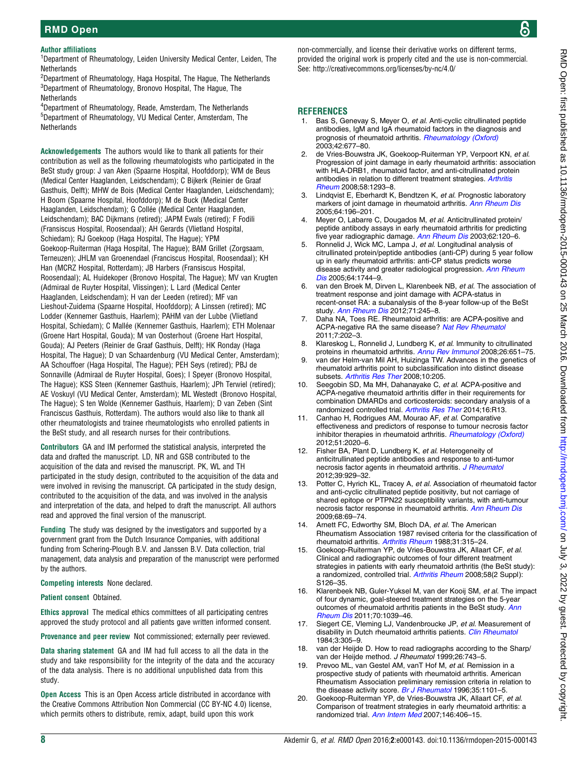**Author affiliations**
[1]Department of Rheumatology, Leiden University Medical Center, Leiden, The Netherlands
[2]Department of Rheumatology, Haga Hospital, The Hague, The Netherlands
[3]Department of Rheumatology, Bronovo Hospital, The Hague, The Netherlands
[4]Department of Rheumatology, Reade, Amsterdam, The Netherlands
[5]Department of Rheumatology, VU Medical Center, Amsterdam, The Netherlands

**Acknowledgements** The authors would like to thank all patients for their contribution as well as the following rheumatologists who participated in the BeSt study group: J van Aken (Spaarne Hospital, Hoofddorp); WM de Beus (Medical Center Haaglanden, Leidschendam); C Bijkerk (Reinier de Graaf Gasthuis, Delft); MHW de Bois (Medical Center Haaglanden, Leidschendam); H Boom (Spaarne Hospital, Hoofddorp); M de Buck (Medical Center Haaglanden, Leidschendam); G Collée (Medical Center Haaglanden, Leidschendam); BAC Dijkmans (retired); JAPM Ewals (retired); F Fodili (Fransiscus Hospital, Roosendaal); AH Gerards (Vlietland Hospital, Schiedam); RJ Goekoop (Haga Hospital, The Hague); YPM Goekoop-Ruiterman (Haga Hospital, The Hague); BAM Grillet (Zorgsaam, Terneuzen); JHLM van Groenendael (Franciscus Hospital, Roosendaal); KH Han (MCRZ Hospital, Rotterdam); JB Harbers (Fransiscus Hospital, Roosendaal); AL Huidekoper (Bronovo Hospital, The Hague); MV van Krugten (Admiraal de Ruyter Hospital, Vlissingen); L Lard (Medical Center Haaglanden, Leidschendam); H van der Leeden (retired); MF van Lieshout-Zuidema (Spaarne Hospital, Hoofddorp); A Linssen (retired); MC Lodder (Kennemer Gasthuis, Haarlem); PAHM van der Lubbe (Vlietland Hospital, Schiedam); C Mallée (Kennemer Gasthuis, Haarlem); ETH Molenaar (Groene Hart Hospital, Gouda); M van Oosterhout (Groene Hart Hospital, Gouda); AJ Peeters (Reinier de Graaf Gasthuis, Delft); HK Ronday (Haga Hospital, The Hague); D van Schaardenburg (VU Medical Center, Amsterdam); AA Schouffoer (Haga Hospital, The Hague); PEH Seys (retired); PBJ de Sonnaville (Admiraal de Ruyter Hospital, Goes); I Speyer (Bronovo Hospital, The Hague); KSS Steen (Kennemer Gasthuis, Haarlem); JPh Terwiel (retired); AE Voskuyl (VU Medical Center, Amsterdam); ML Westedt (Bronovo Hospital, The Hague); S ten Wolde (Kennemer Gasthuis, Haarlem); D van Zeben (Sint Franciscus Gasthuis, Rotterdam). The authors would also like to thank all other rheumatologists and trainee rheumatologists who enrolled patients in the BeSt study, and all research nurses for their contributions.

**Contributors** GA and IM performed the statistical analysis, interpreted the data and drafted the manuscript. LD, NR and GSB contributed to the acquisition of the data and revised the manuscript. PK, WL and TH participated in the study design, contributed to the acquisition of the data and were involved in revising the manuscript. CA participated in the study design, contributed to the acquisition of the data, and was involved in the analysis and interpretation of the data, and helped to draft the manuscript. All authors read and approved the final version of the manuscript.

**Funding** The study was designed by the investigators and supported by a government grant from the Dutch Insurance Companies, with additional funding from Schering-Plough B.V. and Janssen B.V. Data collection, trial management, data analysis and preparation of the manuscript were performed by the authors.

**Competing interests** None declared.

**Patient consent** Obtained.

**Ethics approval** The medical ethics committees of all participating centres approved the study protocol and all patients gave written informed consent.

**Provenance and peer review** Not commissioned; externally peer reviewed.

**Data sharing statement** GA and IM had full access to all the data in the study and take responsibility for the integrity of the data and the accuracy of the data analysis. There is no additional unpublished data from this study.

**Open Access** This is an Open Access article distributed in accordance with the Creative Commons Attribution Non Commercial (CC BY-NC 4.0) license, which permits others to distribute, remix, adapt, build upon this work non-commercially, and license their derivative works on different terms, provided the original work is properly cited and the use is non-commercial. See: http://creativecommons.org/licenses/by-nc/4.0/

## REFERENCES

1. Bas S, Genevay S, Meyer O, *et al*. Anti-cyclic citrullinated peptide antibodies, IgM and IgA rheumatoid factors in the diagnosis and prognosis of rheumatoid arthritis. *Rheumatology (Oxford)* 2003;42:677–80.
2. de Vries-Bouwstra JK, Goekoop-Ruiterman YP, Verpoort KN, *et al*. Progression of joint damage in early rheumatoid arthritis: association with HLA-DRB1, rheumatoid factor, and anti-citrullinated protein antibodies in relation to different treatment strategies. *Arthritis Rheum* 2008;58:1293–8.
3. Lindqvist E, Eberhardt K, Bendtzen K, *et al*. Prognostic laboratory markers of joint damage in rheumatoid arthritis. *Ann Rheum Dis* 2005;64:196–201.
4. Meyer O, Labarre C, Dougados M, *et al*. Anticitrullinated protein/peptide antibody assays in early rheumatoid arthritis for predicting five year radiographic damage. *Ann Rheum Dis* 2003;62:120–6.
5. Ronnelid J, Wick MC, Lampa J, *et al*. Longitudinal analysis of citrullinated protein/peptide antibodies (anti-CP) during 5 year follow up in early rheumatoid arthritis: anti-CP status predicts worse disease activity and greater radiological progression. *Ann Rheum Dis* 2005;64:1744–9.
6. van den Broek M, Dirven L, Klarenbeek NB, *et al*. The association of treatment response and joint damage with ACPA-status in recent-onset RA: a subanalysis of the 8-year follow-up of the BeSt study. *Ann Rheum Dis* 2012;71:245–8.
7. Daha NA, Toes RE. Rheumatoid arthritis: are ACPA-positive and ACPA-negative RA the same disease? *Nat Rev Rheumatol* 2011;7:202–3.
8. Klareskog L, Ronnelid J, Lundberg K, *et al*. Immunity to citrullinated proteins in rheumatoid arthritis. *Annu Rev Immunol* 2008;26:651–75.
9. van der Helm-van Mil AH, Huizinga TW. Advances in the genetics of rheumatoid arthritis point to subclassification into distinct disease subsets. *Arthritis Res Ther* 2008;10:205.
10. Seegobin SD, Ma MH, Dahanayake C, *et al*. ACPA-positive and ACPA-negative rheumatoid arthritis differ in their requirements for combination DMARDs and corticosteroids: secondary analysis of a randomized controlled trial. *Arthritis Res Ther* 2014;16:R13.
11. Canhao H, Rodrigues AM, Mourao AF, *et al*. Comparative effectiveness and predictors of response to tumour necrosis factor inhibitor therapies in rheumatoid arthritis. *Rheumatology (Oxford)* 2012;51:2020–6.
12. Fisher BA, Plant D, Lundberg K, *et al*. Heterogeneity of anticitrullinated peptide antibodies and response to anti-tumor necrosis factor agents in rheumatoid arthritis. *J Rheumatol* 2012;39:929–32.
13. Potter C, Hyrich KL, Tracey A, *et al*. Association of rheumatoid factor and anti-cyclic citrullinated peptide positivity, but not carriage of shared epitope or PTPN22 susceptibility variants, with anti-tumour necrosis factor response in rheumatoid arthritis. *Ann Rheum Dis* 2009;68:69–74.
14. Arnett FC, Edworthy SM, Bloch DA, *et al*. The American Rheumatism Association 1987 revised criteria for the classification of rheumatoid arthritis. *Arthritis Rheum* 1988;31:315–24.
15. Goekoop-Ruiterman YP, de Vries-Bouwstra JK, Allaart CF, *et al*. Clinical and radiographic outcomes of four different treatment strategies in patients with early rheumatoid arthritis (the BeSt study): a randomized, controlled trial. *Arthritis Rheum* 2008;58(2 Suppl): S126–35.
16. Klarenbeek NB, Guler-Yuksel M, van der Kooij SM, *et al*. The impact of four dynamic, goal-steered treatment strategies on the 5-year outcomes of rheumatoid arthritis patients in the BeSt study. *Ann Rheum Dis* 2011;70:1039–46.
17. Siegert CE, Vleming LJ, Vandenbroucke JP, *et al*. Measurement of disability in Dutch rheumatoid arthritis patients. *Clin Rheumatol* 1984;3:305–9.
18. van der Heijde D. How to read radiographs according to the Sharp/van der Heijde method. *J Rheumatol* 1999;26:743–5.
19. Prevoo ML, van Gestel AM, vanT Hof M, *et al*. Remission in a prospective study of patients with rheumatoid arthritis. American Rheumatism Association preliminary remission criteria in relation to the disease activity score. *Br J Rheumatol* 1996;35:1101–5.
20. Goekoop-Ruiterman YP, de Vries-Bouwstra JK, Allaart CF, *et al*. Comparison of treatment strategies in early rheumatoid arthritis: a randomized trial. *Ann Intern Med* 2007;146:406–15.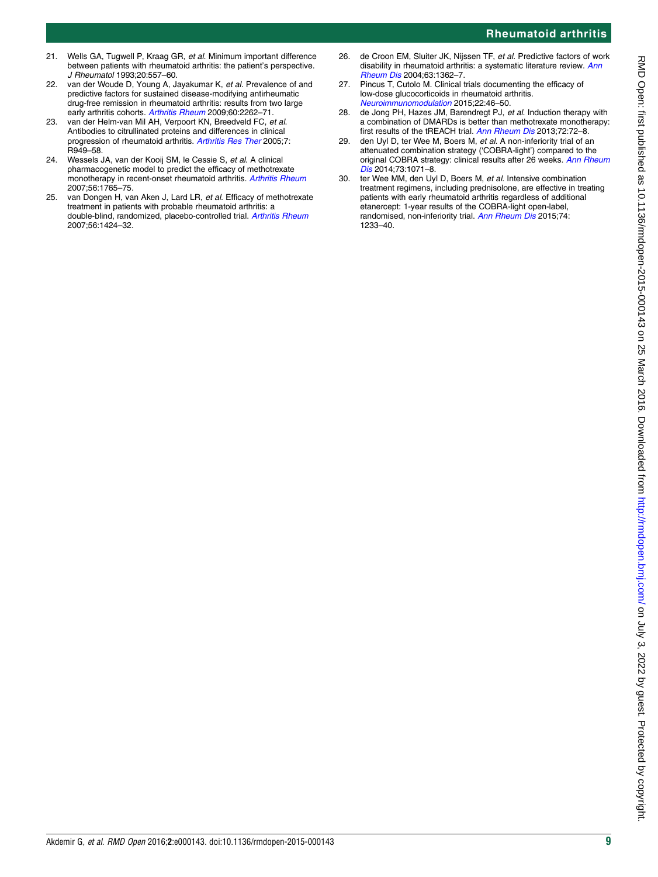21. Wells GA, Tugwell P, Kraag GR, *et al*. Minimum important difference between patients with rheumatoid arthritis: the patient's perspective. *J Rheumatol* 1993;20:557–60.
22. van der Woude D, Young A, Jayakumar K, *et al*. Prevalence of and predictive factors for sustained disease-modifying antirheumatic drug-free remission in rheumatoid arthritis: results from two large early arthritis cohorts. *Arthritis Rheum* 2009;60:2262–71.
23. van der Helm-van Mil AH, Verpoort KN, Breedveld FC, *et al*. Antibodies to citrullinated proteins and differences in clinical progression of rheumatoid arthritis. *Arthritis Res Ther* 2005;7: R949–58.
24. Wessels JA, van der Kooij SM, le Cessie S, *et al*. A clinical pharmacogenetic model to predict the efficacy of methotrexate monotherapy in recent-onset rheumatoid arthritis. *Arthritis Rheum* 2007;56:1765–75.
25. van Dongen H, van Aken J, Lard LR, *et al*. Efficacy of methotrexate treatment in patients with probable rheumatoid arthritis: a double-blind, randomized, placebo-controlled trial. *Arthritis Rheum* 2007;56:1424–32.
26. de Croon EM, Sluiter JK, Nijssen TF, *et al*. Predictive factors of work disability in rheumatoid arthritis: a systematic literature review. *Ann Rheum Dis* 2004;63:1362–7.
27. Pincus T, Cutolo M. Clinical trials documenting the efficacy of low-dose glucocorticoids in rheumatoid arthritis. *Neuroimmunomodulation* 2015;22:46–50.
28. de Jong PH, Hazes JM, Barendregt PJ, *et al*. Induction therapy with a combination of DMARDs is better than methotrexate monotherapy: first results of the tREACH trial. *Ann Rheum Dis* 2013;72:72–8.
29. den Uyl D, ter Wee M, Boers M, *et al*. A non-inferiority trial of an attenuated combination strategy ('COBRA-light') compared to the original COBRA strategy: clinical results after 26 weeks. *Ann Rheum Dis* 2014;73:1071–8.
30. ter Wee MM, den Uyl D, Boers M, *et al*. Intensive combination treatment regimens, including prednisolone, are effective in treating patients with early rheumatoid arthritis regardless of additional etanercept: 1-year results of the COBRA-light open-label, randomised, non-inferiority trial. *Ann Rheum Dis* 2015;74: 1233–40.